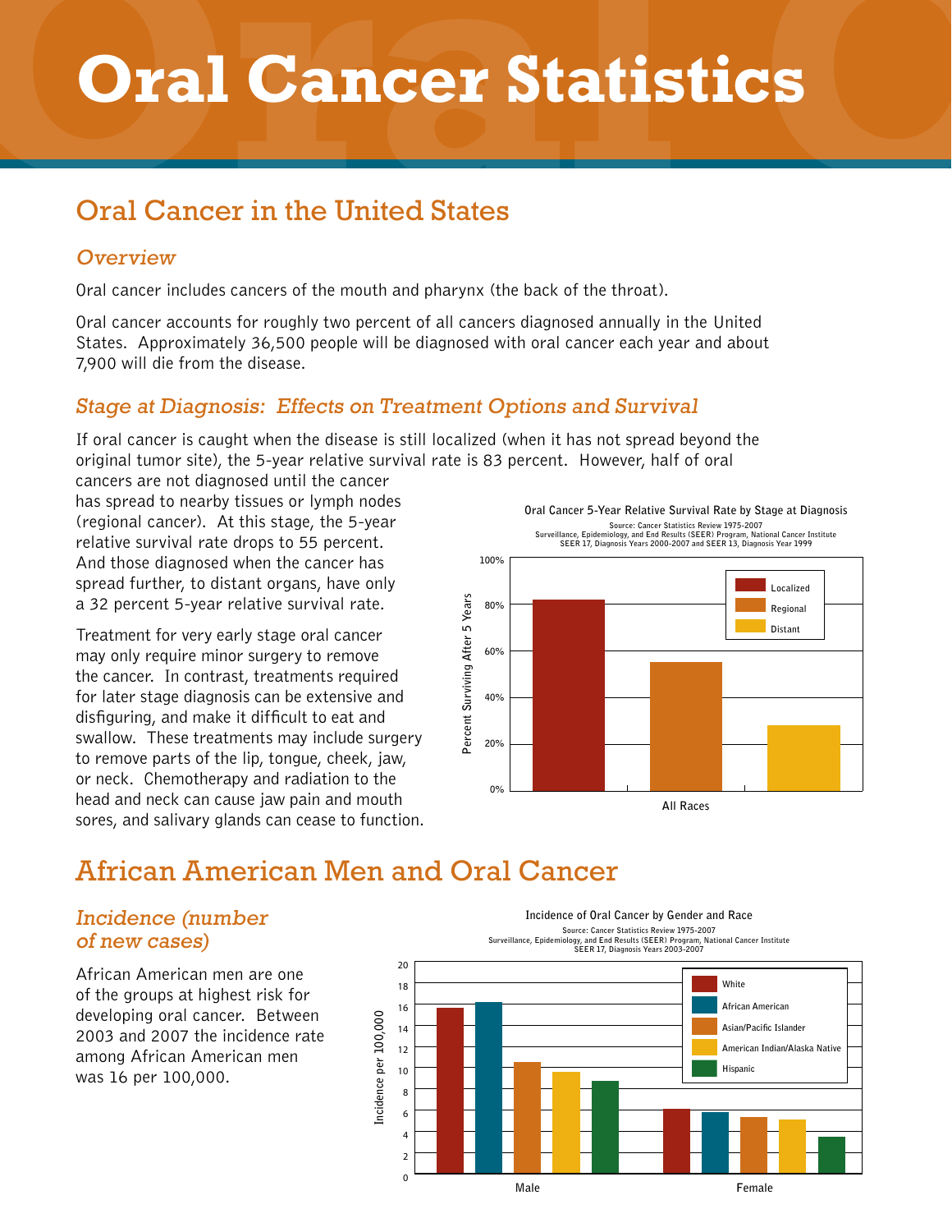# Oral Cancer Statistics

## Oral Cancer in the United States

### *Overview*

Oral cancer includes cancers of the mouth and pharynx (the back of the throat).

Oral cancer accounts for roughly two percent of all cancers diagnosed annually in the United States. Approximately 36,500 people will be diagnosed with oral cancer each year and about 7,900 will die from the disease.

### *Stage at Diagnosis: Effects on Treatment Options and Survival*

If oral cancer is caught when the disease is still localized (when it has not spread beyond the original tumor site), the 5-year relative survival rate is 83 percent. However, half of oral cancers are not diagnosed until the cancer has spread to nearby tissues or lymph nodes (regional cancer). At this stage, the 5-year relative survival rate drops to 55 percent. And those diagnosed when the cancer has spread further, to distant organs, have only a 32 percent 5-year relative survival rate.

Treatment for very early stage oral cancer may only require minor surgery to remove the cancer. In contrast, treatments required for later stage diagnosis can be extensive and disfiguring, and make it difficult to eat and swallow. These treatments may include surgery to remove parts of the lip, tongue, cheek, jaw, or neck. Chemotherapy and radiation to the head and neck can cause jaw pain and mouth sores, and salivary glands can cease to function.

**Oral Cancer 5-Year Relative Survival Rate by Stage at Diagnosis**

Source: Cancer Statistics Review 1975-2007
Surveillance, Epidemiology, and End Results (SEER) Program, National Cancer Institute
SEER 17, Diagnosis Years 2000-2007 and SEER 13, Diagnosis Year 1999

| Stage | Percent Surviving After 5 Years (All Races) |
|---|---|
| Localized | ~82% |
| Regional | ~55% |
| Distant | ~28% |

## African American Men and Oral Cancer

### *Incidence (number of new cases)*

African American men are one of the groups at highest risk for developing oral cancer. Between 2003 and 2007 the incidence rate among African American men was 16 per 100,000.

**Incidence of Oral Cancer by Gender and Race**

Source: Cancer Statistics Review 1975-2007
Surveillance, Epidemiology, and End Results (SEER) Program, National Cancer Institute
SEER 17, Diagnosis Years 2003-2007

| Incidence per 100,000 | White | African American | Asian/Pacific Islander | American Indian/Alaska Native | Hispanic |
|---|---|---|---|---|---|
| Male | ~15.7 | ~16.1 | ~10.5 | ~9.6 | ~8.7 |
| Female | ~6.1 | ~5.8 | ~5.4 | ~5.1 | ~3.5 |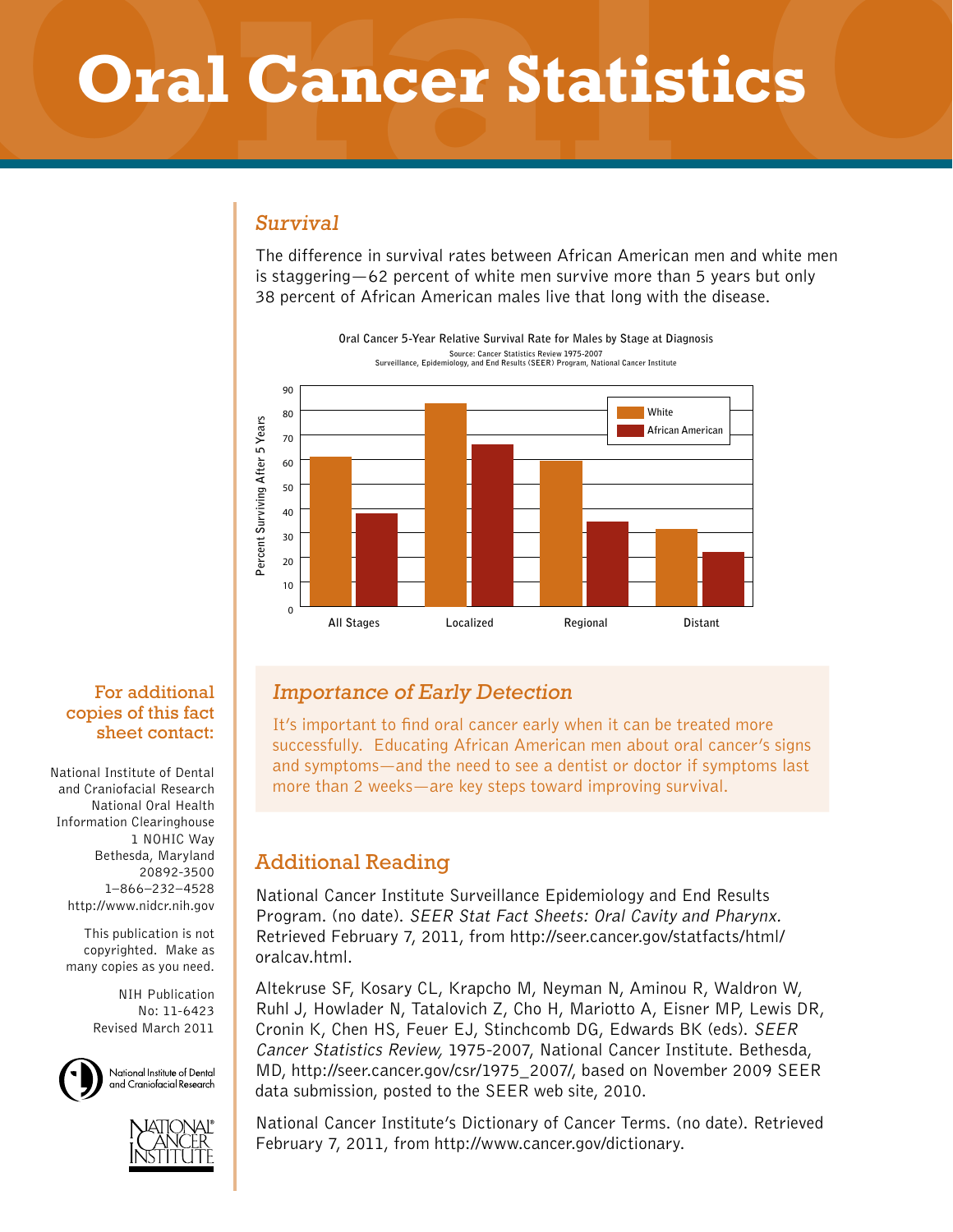# Oral Cancer Statistics

## *Survival*

The difference in survival rates between African American men and white men is staggering—62 percent of white men survive more than 5 years but only 38 percent of African American males live that long with the disease.

Oral Cancer 5-Year Relative Survival Rate for Males by Stage at Diagnosis

Source: Cancer Statistics Review 1975-2007

Surveillance, Epidemiology, and End Results (SEER) Program, National Cancer Institute

Percent Surviving After 5 Years

90
80
70
60
50
40
30
20
10
0

All Stages
Localized
Regional
Distant

White
African American

## *Importance of Early Detection*

It's important to find oral cancer early when it can be treated more successfully. Educating African American men about oral cancer's signs and symptoms—and the need to see a dentist or doctor if symptoms last more than 2 weeks—are key steps toward improving survival.

## Additional Reading

National Cancer Institute Surveillance Epidemiology and End Results Program. (no date). *SEER Stat Fact Sheets: Oral Cavity and Pharynx.* Retrieved February 7, 2011, from http://seer.cancer.gov/statfacts/html/oralcav.html.

Altekruse SF, Kosary CL, Krapcho M, Neyman N, Aminou R, Waldron W, Ruhl J, Howlader N, Tatalovich Z, Cho H, Mariotto A, Eisner MP, Lewis DR, Cronin K, Chen HS, Feuer EJ, Stinchcomb DG, Edwards BK (eds). *SEER Cancer Statistics Review,* 1975-2007, National Cancer Institute. Bethesda, MD, http://seer.cancer.gov/csr/1975_2007/, based on November 2009 SEER data submission, posted to the SEER web site, 2010.

National Cancer Institute's Dictionary of Cancer Terms. (no date). Retrieved February 7, 2011, from http://www.cancer.gov/dictionary.

### For additional copies of this fact sheet contact:

National Institute of Dental and Craniofacial Research
National Oral Health Information Clearinghouse
1 NOHIC Way
Bethesda, Maryland 20892-3500
1–866–232–4528
http://www.nidcr.nih.gov

This publication is not copyrighted. Make as many copies as you need.

NIH Publication No: 11-6423
Revised March 2011

National Institute of Dental and Craniofacial Research

National Cancer Institute